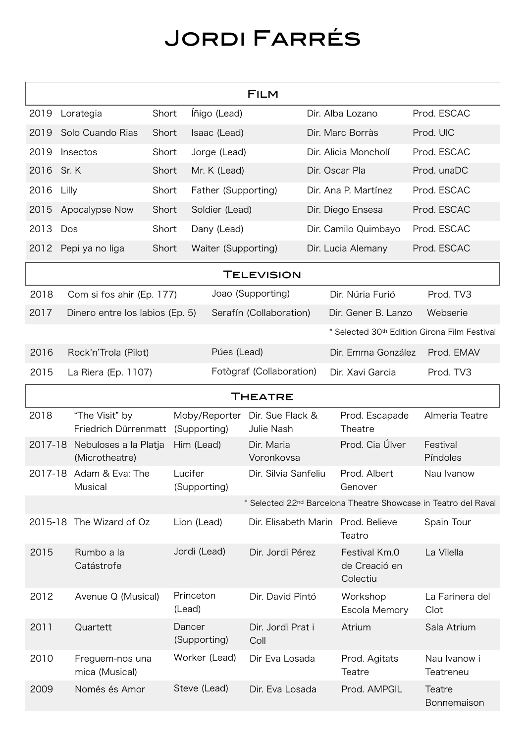# Jordi Farrés

## Film

| | | | | | |
|---|---|---|---|---|---|
| 2019 | Lorategia | Short | Íñigo (Lead) | Dir. Alba Lozano | Prod. ESCAC |
| 2019 | Solo Cuando Rias | Short | Isaac (Lead) | Dir. Marc Borràs | Prod. UIC |
| 2019 | Insectos | Short | Jorge (Lead) | Dir. Alicia Moncholí | Prod. ESCAC |
| 2016 | Sr. K | Short | Mr. K (Lead) | Dir. Oscar Pla | Prod. unaDC |
| 2016 | Lilly | Short | Father (Supporting) | Dir. Ana P. Martínez | Prod. ESCAC |
| 2015 | Apocalypse Now | Short | Soldier (Lead) | Dir. Diego Ensesa | Prod. ESCAC |
| 2013 | Dos | Short | Dany (Lead) | Dir. Camilo Quimbayo | Prod. ESCAC |
| 2012 | Pepi ya no liga | Short | Waiter (Supporting) | Dir. Lucia Alemany | Prod. ESCAC |

## Television

| | | | | |
|---|---|---|---|---|
| 2018 | Com si fos ahir (Ep. 177) | Joao (Supporting) | Dir. Núria Furió | Prod. TV3 |
| 2017 | Dinero entre los labios (Ep. 5) | Serafín (Collaboration) | Dir. Gener B. Lanzo | Webserie |
| | | | * Selected 30th Edition Girona Film Festival | |
| 2016 | Rock'n'Trola (Pilot) | Púes (Lead) | Dir. Emma González | Prod. EMAV |
| 2015 | La Riera (Ep. 1107) | Fotògraf (Collaboration) | Dir. Xavi Garcia | Prod. TV3 |

## Theatre

| | | | | | |
|---|---|---|---|---|---|
| 2018 | "The Visit" by Friedrich Dürrenmatt | Moby/Reporter (Supporting) | Dir. Sue Flack & Julie Nash | Prod. Escapade Theatre | Almeria Teatre |
| 2017-18 | Nebuloses a la Platja (Microtheatre) | Him (Lead) | Dir. Maria Voronkovsa | Prod. Cia Úlver | Festival Píndoles |
| 2017-18 | Adam & Eva: The Musical | Lucifer (Supporting) | Dir. Silvia Sanfeliu | Prod. Albert Genover | Nau Ivanow |
| | | | * Selected 22nd Barcelona Theatre Showcase in Teatro del Raval | | |
| 2015-18 | The Wizard of Oz | Lion (Lead) | Dir. Elisabeth Marin | Prod. Believe Teatro | Spain Tour |
| 2015 | Rumbo a la Catástrofe | Jordi (Lead) | Dir. Jordi Pérez | Festival Km.0 de Creació en Colectiu | La Vilella |
| 2012 | Avenue Q (Musical) | Princeton (Lead) | Dir. David Pintó | Workshop Escola Memory | La Farinera del Clot |
| 2011 | Quartett | Dancer (Supporting) | Dir. Jordi Prat i Coll | Atrium | Sala Atrium |
| 2010 | Freguem-nos una mica (Musical) | Worker (Lead) | Dir Eva Losada | Prod. Agitats Teatre | Nau Ivanow i Teatreneu |
| 2009 | Només és Amor | Steve (Lead) | Dir. Eva Losada | Prod. AMPGIL | Teatre Bonnemaison |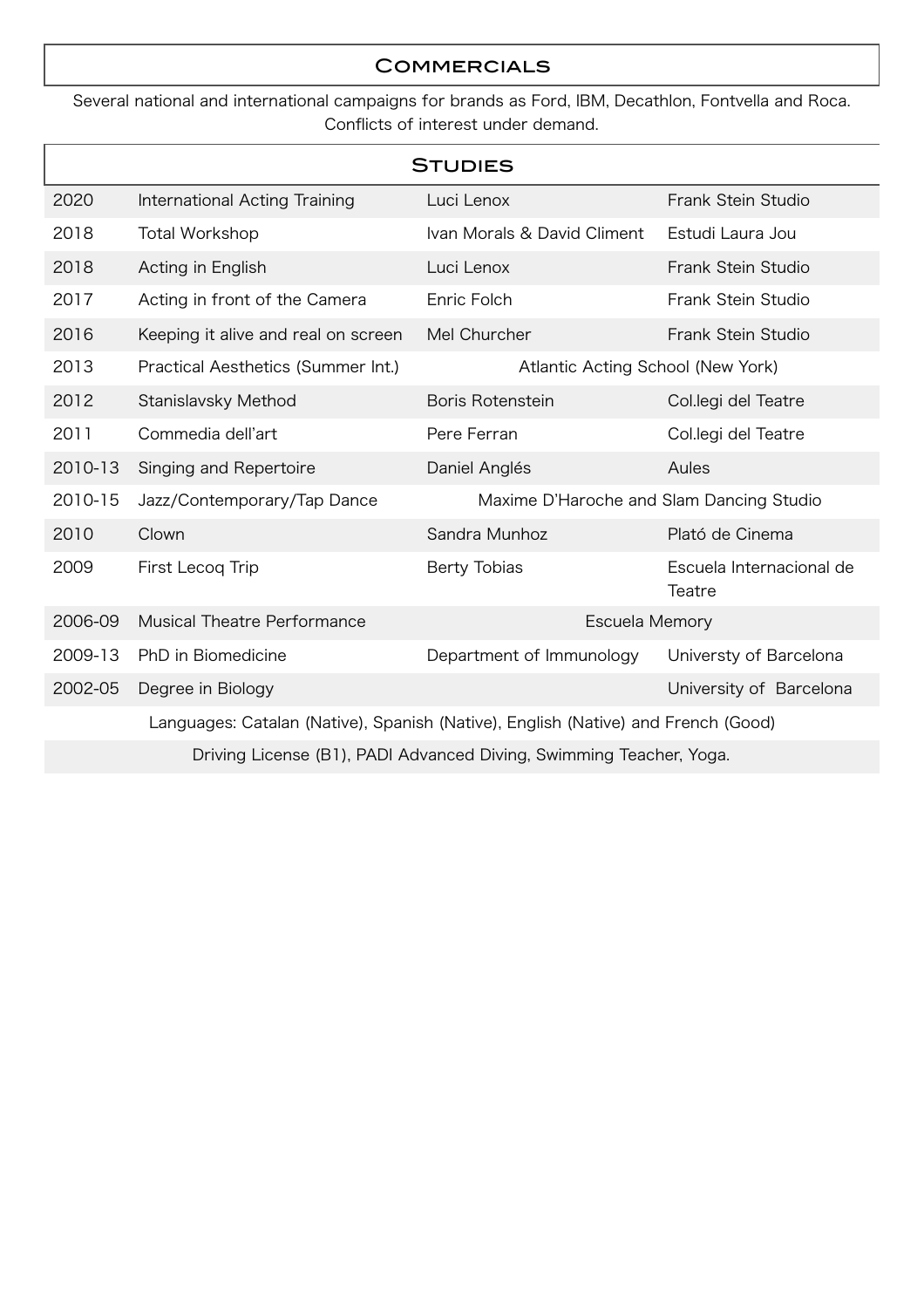## Commercials

Several national and international campaigns for brands as Ford, IBM, Decathlon, Fontvella and Roca. Conflicts of interest under demand.

## Studies

| | | | |
|---|---|---|---|
| 2020 | International Acting Training | Luci Lenox | Frank Stein Studio |
| 2018 | Total Workshop | Ivan Morals & David Climent | Estudi Laura Jou |
| 2018 | Acting in English | Luci Lenox | Frank Stein Studio |
| 2017 | Acting in front of the Camera | Enric Folch | Frank Stein Studio |
| 2016 | Keeping it alive and real on screen | Mel Churcher | Frank Stein Studio |
| 2013 | Practical Aesthetics (Summer Int.) | Atlantic Acting School (New York) | |
| 2012 | Stanislavsky Method | Boris Rotenstein | Col.legi del Teatre |
| 2011 | Commedia dell'art | Pere Ferran | Col.legi del Teatre |
| 2010-13 | Singing and Repertoire | Daniel Anglés | Aules |
| 2010-15 | Jazz/Contemporary/Tap Dance | Maxime D'Haroche and Slam Dancing Studio | |
| 2010 | Clown | Sandra Munhoz | Plató de Cinema |
| 2009 | First Lecoq Trip | Berty Tobias | Escuela Internacional de Teatre |
| 2006-09 | Musical Theatre Performance | Escuela Memory | |
| 2009-13 | PhD in Biomedicine | Department of Immunology | Universty of Barcelona |
| 2002-05 | Degree in Biology | | University of Barcelona |

Languages: Catalan (Native), Spanish (Native), English (Native) and French (Good)

Driving License (B1), PADI Advanced Diving, Swimming Teacher, Yoga.